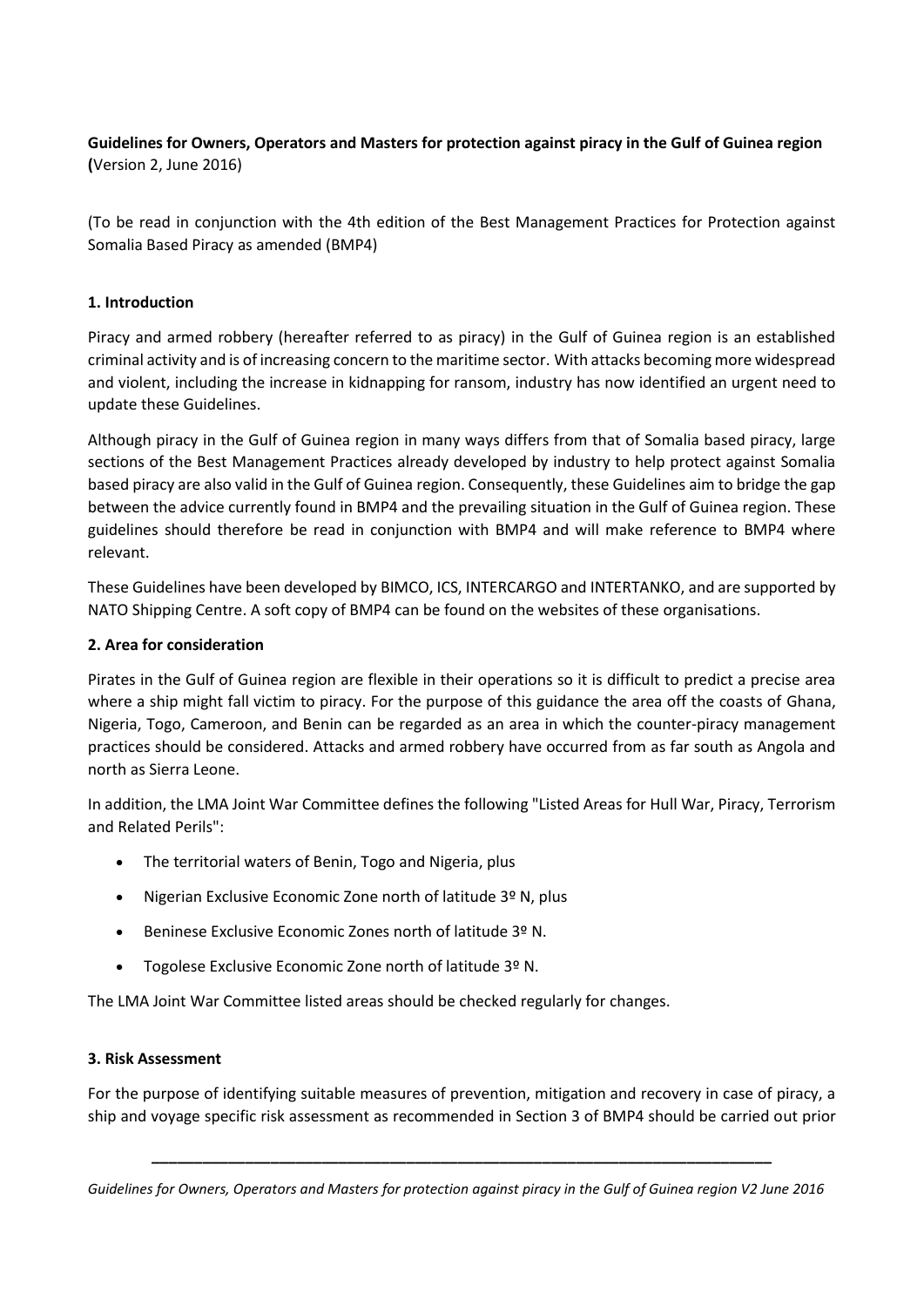**Guidelines for Owners, Operators and Masters for protection against piracy in the Gulf of Guinea region (**Version 2, June 2016)

(To be read in conjunction with the 4th edition of the Best Management Practices for Protection against Somalia Based Piracy as amended (BMP4)

## 1. Introduction

Piracy and armed robbery (hereafter referred to as piracy) in the Gulf of Guinea region is an established criminal activity and is of increasing concern to the maritime sector. With attacks becoming more widespread and violent, including the increase in kidnapping for ransom, industry has now identified an urgent need to update these Guidelines.

Although piracy in the Gulf of Guinea region in many ways differs from that of Somalia based piracy, large sections of the Best Management Practices already developed by industry to help protect against Somalia based piracy are also valid in the Gulf of Guinea region. Consequently, these Guidelines aim to bridge the gap between the advice currently found in BMP4 and the prevailing situation in the Gulf of Guinea region. These guidelines should therefore be read in conjunction with BMP4 and will make reference to BMP4 where relevant.

These Guidelines have been developed by BIMCO, ICS, INTERCARGO and INTERTANKO, and are supported by NATO Shipping Centre. A soft copy of BMP4 can be found on the websites of these organisations.

## 2. Area for consideration

Pirates in the Gulf of Guinea region are flexible in their operations so it is difficult to predict a precise area where a ship might fall victim to piracy. For the purpose of this guidance the area off the coasts of Ghana, Nigeria, Togo, Cameroon, and Benin can be regarded as an area in which the counter-piracy management practices should be considered. Attacks and armed robbery have occurred from as far south as Angola and north as Sierra Leone.

In addition, the LMA Joint War Committee defines the following "Listed Areas for Hull War, Piracy, Terrorism and Related Perils":

- The territorial waters of Benin, Togo and Nigeria, plus
- Nigerian Exclusive Economic Zone north of latitude 3º N, plus
- Beninese Exclusive Economic Zones north of latitude 3º N.
- Togolese Exclusive Economic Zone north of latitude 3º N.

The LMA Joint War Committee listed areas should be checked regularly for changes.

## 3. Risk Assessment

For the purpose of identifying suitable measures of prevention, mitigation and recovery in case of piracy, a ship and voyage specific risk assessment as recommended in Section 3 of BMP4 should be carried out prior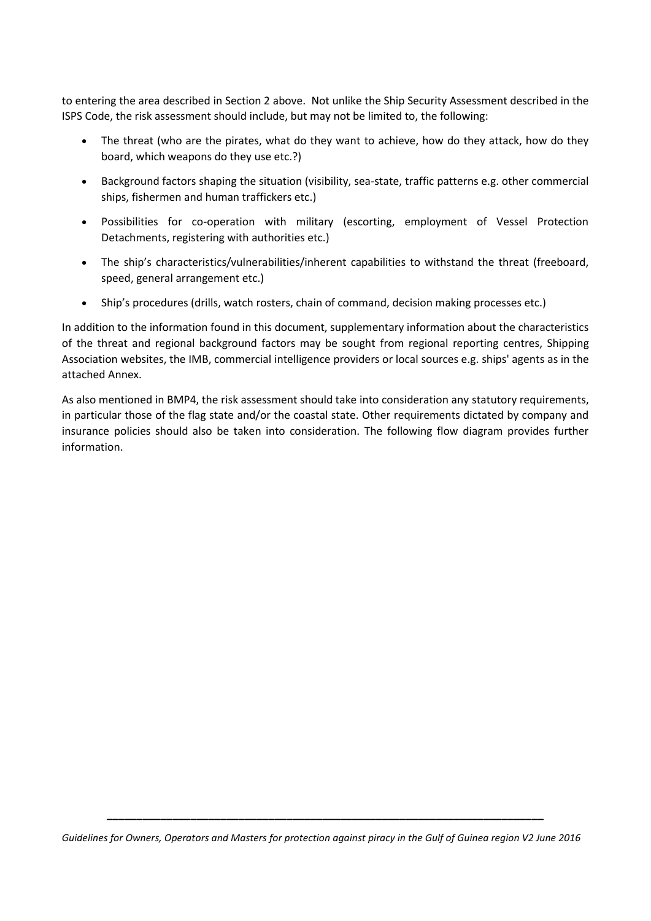to entering the area described in Section 2 above. Not unlike the Ship Security Assessment described in the ISPS Code, the risk assessment should include, but may not be limited to, the following:

- The threat (who are the pirates, what do they want to achieve, how do they attack, how do they board, which weapons do they use etc.?)
- Background factors shaping the situation (visibility, sea-state, traffic patterns e.g. other commercial ships, fishermen and human traffickers etc.)
- Possibilities for co-operation with military (escorting, employment of Vessel Protection Detachments, registering with authorities etc.)
- The ship's characteristics/vulnerabilities/inherent capabilities to withstand the threat (freeboard, speed, general arrangement etc.)
- Ship's procedures (drills, watch rosters, chain of command, decision making processes etc.)

In addition to the information found in this document, supplementary information about the characteristics of the threat and regional background factors may be sought from regional reporting centres, Shipping Association websites, the IMB, commercial intelligence providers or local sources e.g. ships' agents as in the attached Annex.

As also mentioned in BMP4, the risk assessment should take into consideration any statutory requirements, in particular those of the flag state and/or the coastal state. Other requirements dictated by company and insurance policies should also be taken into consideration. The following flow diagram provides further information.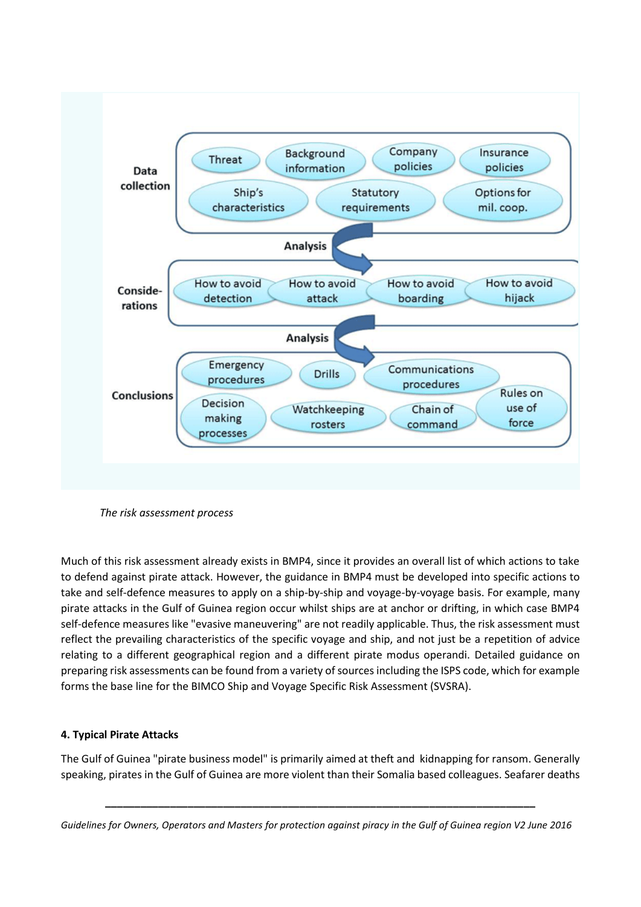Data collection

Threat | Background information | Company policies | Insurance policies | Ship's characteristics | Statutory requirements | Options for mil. coop.

Analysis

Conside-rations

How to avoid detection | How to avoid attack | How to avoid boarding | How to avoid hijack

Analysis

Conclusions

Emergency procedures | Drills | Communications procedures | Decision making processes | Watchkeeping rosters | Chain of command | Rules on use of force

*The risk assessment process*

Much of this risk assessment already exists in BMP4, since it provides an overall list of which actions to take to defend against pirate attack. However, the guidance in BMP4 must be developed into specific actions to take and self-defence measures to apply on a ship-by-ship and voyage-by-voyage basis. For example, many pirate attacks in the Gulf of Guinea region occur whilst ships are at anchor or drifting, in which case BMP4 self-defence measures like "evasive maneuvering" are not readily applicable. Thus, the risk assessment must reflect the prevailing characteristics of the specific voyage and ship, and not just be a repetition of advice relating to a different geographical region and a different pirate modus operandi. Detailed guidance on preparing risk assessments can be found from a variety of sources including the ISPS code, which for example forms the base line for the BIMCO Ship and Voyage Specific Risk Assessment (SVSRA).

**4. Typical Pirate Attacks**

The Gulf of Guinea "pirate business model" is primarily aimed at theft and kidnapping for ransom. Generally speaking, pirates in the Gulf of Guinea are more violent than their Somalia based colleagues. Seafarer deaths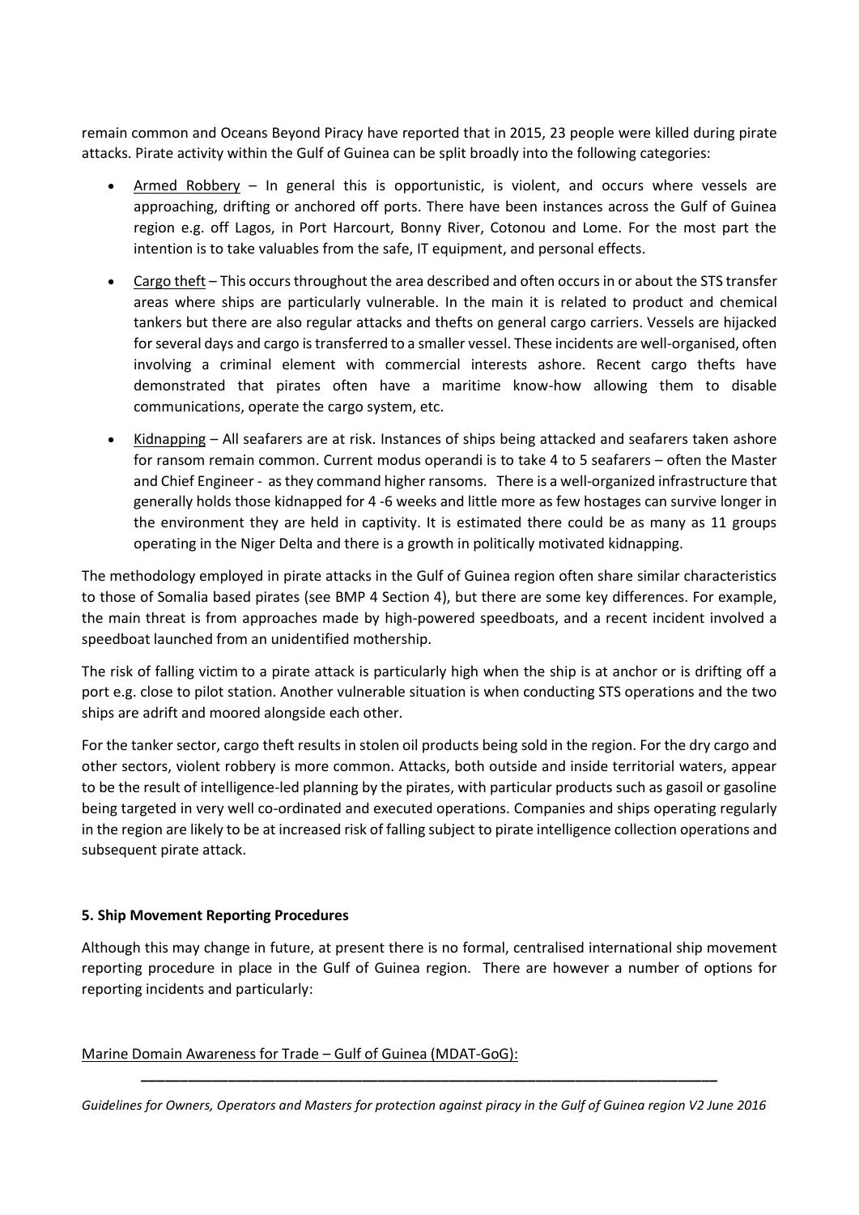remain common and Oceans Beyond Piracy have reported that in 2015, 23 people were killed during pirate attacks. Pirate activity within the Gulf of Guinea can be split broadly into the following categories:

- Armed Robbery – In general this is opportunistic, is violent, and occurs where vessels are approaching, drifting or anchored off ports. There have been instances across the Gulf of Guinea region e.g. off Lagos, in Port Harcourt, Bonny River, Cotonou and Lome. For the most part the intention is to take valuables from the safe, IT equipment, and personal effects.
- Cargo theft – This occurs throughout the area described and often occurs in or about the STS transfer areas where ships are particularly vulnerable. In the main it is related to product and chemical tankers but there are also regular attacks and thefts on general cargo carriers. Vessels are hijacked for several days and cargo is transferred to a smaller vessel. These incidents are well-organised, often involving a criminal element with commercial interests ashore. Recent cargo thefts have demonstrated that pirates often have a maritime know-how allowing them to disable communications, operate the cargo system, etc.
- Kidnapping – All seafarers are at risk. Instances of ships being attacked and seafarers taken ashore for ransom remain common. Current modus operandi is to take 4 to 5 seafarers – often the Master and Chief Engineer - as they command higher ransoms. There is a well-organized infrastructure that generally holds those kidnapped for 4 -6 weeks and little more as few hostages can survive longer in the environment they are held in captivity. It is estimated there could be as many as 11 groups operating in the Niger Delta and there is a growth in politically motivated kidnapping.

The methodology employed in pirate attacks in the Gulf of Guinea region often share similar characteristics to those of Somalia based pirates (see BMP 4 Section 4), but there are some key differences. For example, the main threat is from approaches made by high-powered speedboats, and a recent incident involved a speedboat launched from an unidentified mothership.

The risk of falling victim to a pirate attack is particularly high when the ship is at anchor or is drifting off a port e.g. close to pilot station. Another vulnerable situation is when conducting STS operations and the two ships are adrift and moored alongside each other.

For the tanker sector, cargo theft results in stolen oil products being sold in the region. For the dry cargo and other sectors, violent robbery is more common. Attacks, both outside and inside territorial waters, appear to be the result of intelligence-led planning by the pirates, with particular products such as gasoil or gasoline being targeted in very well co-ordinated and executed operations. Companies and ships operating regularly in the region are likely to be at increased risk of falling subject to pirate intelligence collection operations and subsequent pirate attack.

## 5. Ship Movement Reporting Procedures

Although this may change in future, at present there is no formal, centralised international ship movement reporting procedure in place in the Gulf of Guinea region. There are however a number of options for reporting incidents and particularly:

Marine Domain Awareness for Trade – Gulf of Guinea (MDAT-GoG):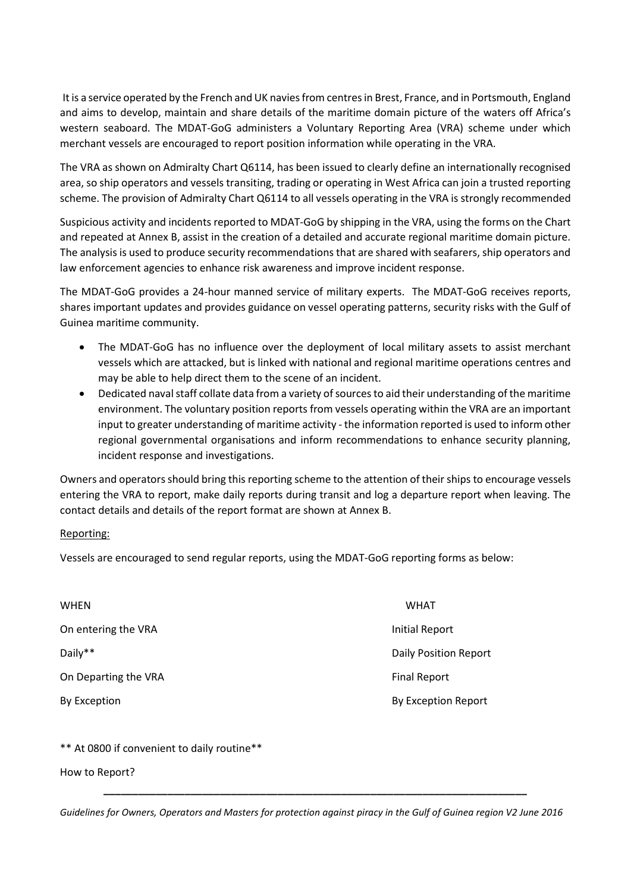It is a service operated by the French and UK navies from centres in Brest, France, and in Portsmouth, England and aims to develop, maintain and share details of the maritime domain picture of the waters off Africa's western seaboard. The MDAT-GoG administers a Voluntary Reporting Area (VRA) scheme under which merchant vessels are encouraged to report position information while operating in the VRA.

The VRA as shown on Admiralty Chart Q6114, has been issued to clearly define an internationally recognised area, so ship operators and vessels transiting, trading or operating in West Africa can join a trusted reporting scheme. The provision of Admiralty Chart Q6114 to all vessels operating in the VRA is strongly recommended

Suspicious activity and incidents reported to MDAT-GoG by shipping in the VRA, using the forms on the Chart and repeated at Annex B, assist in the creation of a detailed and accurate regional maritime domain picture. The analysis is used to produce security recommendations that are shared with seafarers, ship operators and law enforcement agencies to enhance risk awareness and improve incident response.

The MDAT-GoG provides a 24-hour manned service of military experts. The MDAT-GoG receives reports, shares important updates and provides guidance on vessel operating patterns, security risks with the Gulf of Guinea maritime community.

- The MDAT-GoG has no influence over the deployment of local military assets to assist merchant vessels which are attacked, but is linked with national and regional maritime operations centres and may be able to help direct them to the scene of an incident.
- Dedicated naval staff collate data from a variety of sources to aid their understanding of the maritime environment. The voluntary position reports from vessels operating within the VRA are an important input to greater understanding of maritime activity - the information reported is used to inform other regional governmental organisations and inform recommendations to enhance security planning, incident response and investigations.

Owners and operators should bring this reporting scheme to the attention of their ships to encourage vessels entering the VRA to report, make daily reports during transit and log a departure report when leaving. The contact details and details of the report format are shown at Annex B.

Reporting:

Vessels are encouraged to send regular reports, using the MDAT-GoG reporting forms as below:

| WHEN | WHAT |
|---|---|
| On entering the VRA | Initial Report |
| Daily** | Daily Position Report |
| On Departing the VRA | Final Report |
| By Exception | By Exception Report |

** At 0800 if convenient to daily routine**

How to Report?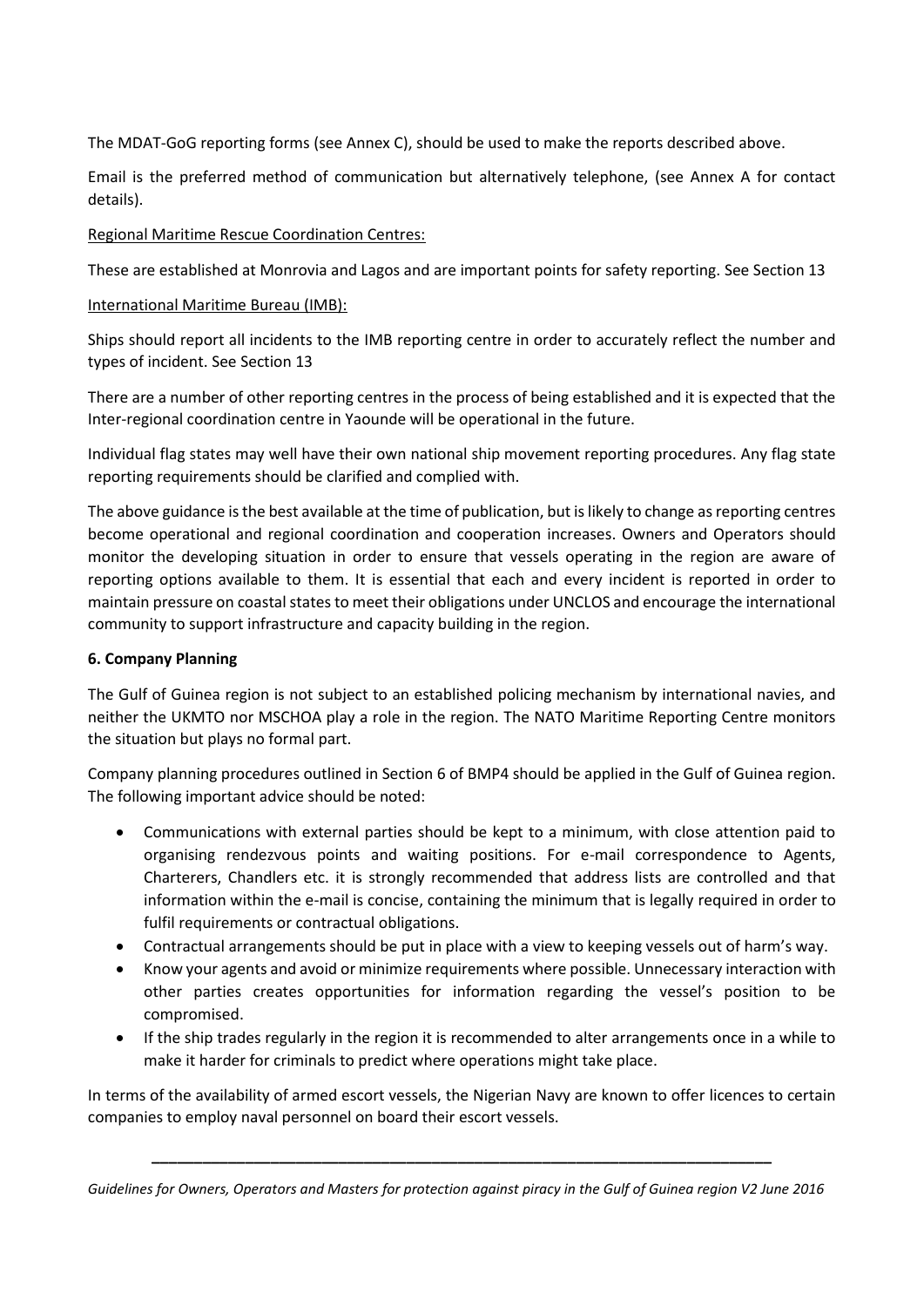The MDAT-GoG reporting forms (see Annex C), should be used to make the reports described above.

Email is the preferred method of communication but alternatively telephone, (see Annex A for contact details).

Regional Maritime Rescue Coordination Centres:

These are established at Monrovia and Lagos and are important points for safety reporting. See Section 13

International Maritime Bureau (IMB):

Ships should report all incidents to the IMB reporting centre in order to accurately reflect the number and types of incident. See Section 13

There are a number of other reporting centres in the process of being established and it is expected that the Inter-regional coordination centre in Yaounde will be operational in the future.

Individual flag states may well have their own national ship movement reporting procedures. Any flag state reporting requirements should be clarified and complied with.

The above guidance is the best available at the time of publication, but is likely to change as reporting centres become operational and regional coordination and cooperation increases. Owners and Operators should monitor the developing situation in order to ensure that vessels operating in the region are aware of reporting options available to them. It is essential that each and every incident is reported in order to maintain pressure on coastal states to meet their obligations under UNCLOS and encourage the international community to support infrastructure and capacity building in the region.

**6. Company Planning**

The Gulf of Guinea region is not subject to an established policing mechanism by international navies, and neither the UKMTO nor MSCHOA play a role in the region. The NATO Maritime Reporting Centre monitors the situation but plays no formal part.

Company planning procedures outlined in Section 6 of BMP4 should be applied in the Gulf of Guinea region. The following important advice should be noted:

- Communications with external parties should be kept to a minimum, with close attention paid to organising rendezvous points and waiting positions. For e-mail correspondence to Agents, Charterers, Chandlers etc. it is strongly recommended that address lists are controlled and that information within the e-mail is concise, containing the minimum that is legally required in order to fulfil requirements or contractual obligations.
- Contractual arrangements should be put in place with a view to keeping vessels out of harm's way.
- Know your agents and avoid or minimize requirements where possible. Unnecessary interaction with other parties creates opportunities for information regarding the vessel's position to be compromised.
- If the ship trades regularly in the region it is recommended to alter arrangements once in a while to make it harder for criminals to predict where operations might take place.

In terms of the availability of armed escort vessels, the Nigerian Navy are known to offer licences to certain companies to employ naval personnel on board their escort vessels.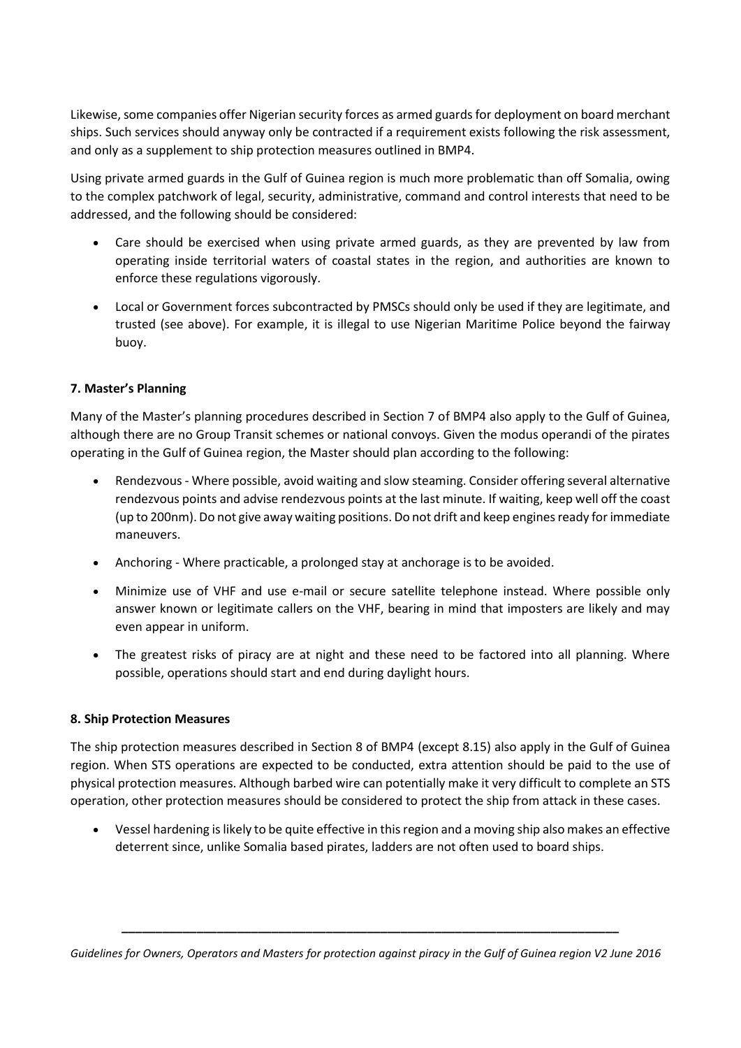Likewise, some companies offer Nigerian security forces as armed guards for deployment on board merchant ships. Such services should anyway only be contracted if a requirement exists following the risk assessment, and only as a supplement to ship protection measures outlined in BMP4.

Using private armed guards in the Gulf of Guinea region is much more problematic than off Somalia, owing to the complex patchwork of legal, security, administrative, command and control interests that need to be addressed, and the following should be considered:

- Care should be exercised when using private armed guards, as they are prevented by law from operating inside territorial waters of coastal states in the region, and authorities are known to enforce these regulations vigorously.
- Local or Government forces subcontracted by PMSCs should only be used if they are legitimate, and trusted (see above). For example, it is illegal to use Nigerian Maritime Police beyond the fairway buoy.

**7. Master's Planning**

Many of the Master's planning procedures described in Section 7 of BMP4 also apply to the Gulf of Guinea, although there are no Group Transit schemes or national convoys. Given the modus operandi of the pirates operating in the Gulf of Guinea region, the Master should plan according to the following:

- Rendezvous - Where possible, avoid waiting and slow steaming. Consider offering several alternative rendezvous points and advise rendezvous points at the last minute. If waiting, keep well off the coast (up to 200nm). Do not give away waiting positions. Do not drift and keep engines ready for immediate maneuvers.
- Anchoring - Where practicable, a prolonged stay at anchorage is to be avoided.
- Minimize use of VHF and use e-mail or secure satellite telephone instead. Where possible only answer known or legitimate callers on the VHF, bearing in mind that imposters are likely and may even appear in uniform.
- The greatest risks of piracy are at night and these need to be factored into all planning. Where possible, operations should start and end during daylight hours.

**8. Ship Protection Measures**

The ship protection measures described in Section 8 of BMP4 (except 8.15) also apply in the Gulf of Guinea region. When STS operations are expected to be conducted, extra attention should be paid to the use of physical protection measures. Although barbed wire can potentially make it very difficult to complete an STS operation, other protection measures should be considered to protect the ship from attack in these cases.

- Vessel hardening is likely to be quite effective in this region and a moving ship also makes an effective deterrent since, unlike Somalia based pirates, ladders are not often used to board ships.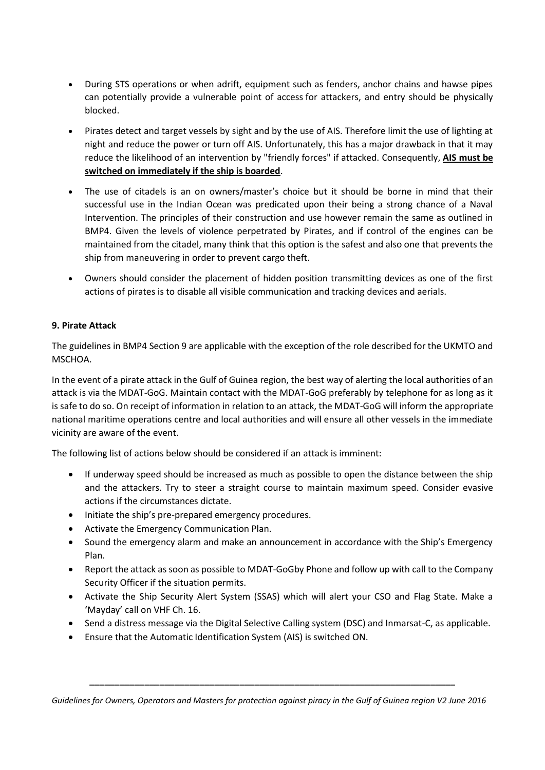- During STS operations or when adrift, equipment such as fenders, anchor chains and hawse pipes can potentially provide a vulnerable point of access for attackers, and entry should be physically blocked.
- Pirates detect and target vessels by sight and by the use of AIS. Therefore limit the use of lighting at night and reduce the power or turn off AIS. Unfortunately, this has a major drawback in that it may reduce the likelihood of an intervention by "friendly forces" if attacked. Consequently, **AIS must be switched on immediately if the ship is boarded**.
- The use of citadels is an on owners/master's choice but it should be borne in mind that their successful use in the Indian Ocean was predicated upon their being a strong chance of a Naval Intervention. The principles of their construction and use however remain the same as outlined in BMP4. Given the levels of violence perpetrated by Pirates, and if control of the engines can be maintained from the citadel, many think that this option is the safest and also one that prevents the ship from maneuvering in order to prevent cargo theft.
- Owners should consider the placement of hidden position transmitting devices as one of the first actions of pirates is to disable all visible communication and tracking devices and aerials.

**9. Pirate Attack**

The guidelines in BMP4 Section 9 are applicable with the exception of the role described for the UKMTO and MSCHOA.

In the event of a pirate attack in the Gulf of Guinea region, the best way of alerting the local authorities of an attack is via the MDAT-GoG. Maintain contact with the MDAT-GoG preferably by telephone for as long as it is safe to do so. On receipt of information in relation to an attack, the MDAT-GoG will inform the appropriate national maritime operations centre and local authorities and will ensure all other vessels in the immediate vicinity are aware of the event.

The following list of actions below should be considered if an attack is imminent:

- If underway speed should be increased as much as possible to open the distance between the ship and the attackers. Try to steer a straight course to maintain maximum speed. Consider evasive actions if the circumstances dictate.
- Initiate the ship's pre-prepared emergency procedures.
- Activate the Emergency Communication Plan.
- Sound the emergency alarm and make an announcement in accordance with the Ship's Emergency Plan.
- Report the attack as soon as possible to MDAT-GoGby Phone and follow up with call to the Company Security Officer if the situation permits.
- Activate the Ship Security Alert System (SSAS) which will alert your CSO and Flag State. Make a 'Mayday' call on VHF Ch. 16.
- Send a distress message via the Digital Selective Calling system (DSC) and Inmarsat-C, as applicable.
- Ensure that the Automatic Identification System (AIS) is switched ON.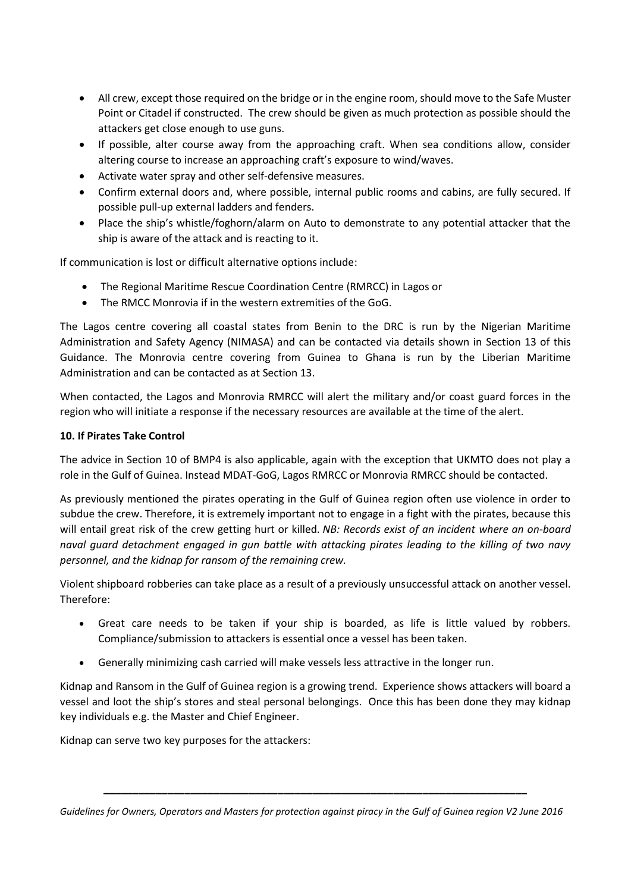- All crew, except those required on the bridge or in the engine room, should move to the Safe Muster Point or Citadel if constructed. The crew should be given as much protection as possible should the attackers get close enough to use guns.
- If possible, alter course away from the approaching craft. When sea conditions allow, consider altering course to increase an approaching craft's exposure to wind/waves.
- Activate water spray and other self-defensive measures.
- Confirm external doors and, where possible, internal public rooms and cabins, are fully secured. If possible pull-up external ladders and fenders.
- Place the ship's whistle/foghorn/alarm on Auto to demonstrate to any potential attacker that the ship is aware of the attack and is reacting to it.

If communication is lost or difficult alternative options include:

- The Regional Maritime Rescue Coordination Centre (RMRCC) in Lagos or
- The RMCC Monrovia if in the western extremities of the GoG.

The Lagos centre covering all coastal states from Benin to the DRC is run by the Nigerian Maritime Administration and Safety Agency (NIMASA) and can be contacted via details shown in Section 13 of this Guidance. The Monrovia centre covering from Guinea to Ghana is run by the Liberian Maritime Administration and can be contacted as at Section 13.

When contacted, the Lagos and Monrovia RMRCC will alert the military and/or coast guard forces in the region who will initiate a response if the necessary resources are available at the time of the alert.

**10. If Pirates Take Control**

The advice in Section 10 of BMP4 is also applicable, again with the exception that UKMTO does not play a role in the Gulf of Guinea. Instead MDAT-GoG, Lagos RMRCC or Monrovia RMRCC should be contacted.

As previously mentioned the pirates operating in the Gulf of Guinea region often use violence in order to subdue the crew. Therefore, it is extremely important not to engage in a fight with the pirates, because this will entail great risk of the crew getting hurt or killed. *NB: Records exist of an incident where an on-board naval guard detachment engaged in gun battle with attacking pirates leading to the killing of two navy personnel, and the kidnap for ransom of the remaining crew.*

Violent shipboard robberies can take place as a result of a previously unsuccessful attack on another vessel. Therefore:

- Great care needs to be taken if your ship is boarded, as life is little valued by robbers. Compliance/submission to attackers is essential once a vessel has been taken.
- Generally minimizing cash carried will make vessels less attractive in the longer run.

Kidnap and Ransom in the Gulf of Guinea region is a growing trend. Experience shows attackers will board a vessel and loot the ship's stores and steal personal belongings. Once this has been done they may kidnap key individuals e.g. the Master and Chief Engineer.

Kidnap can serve two key purposes for the attackers: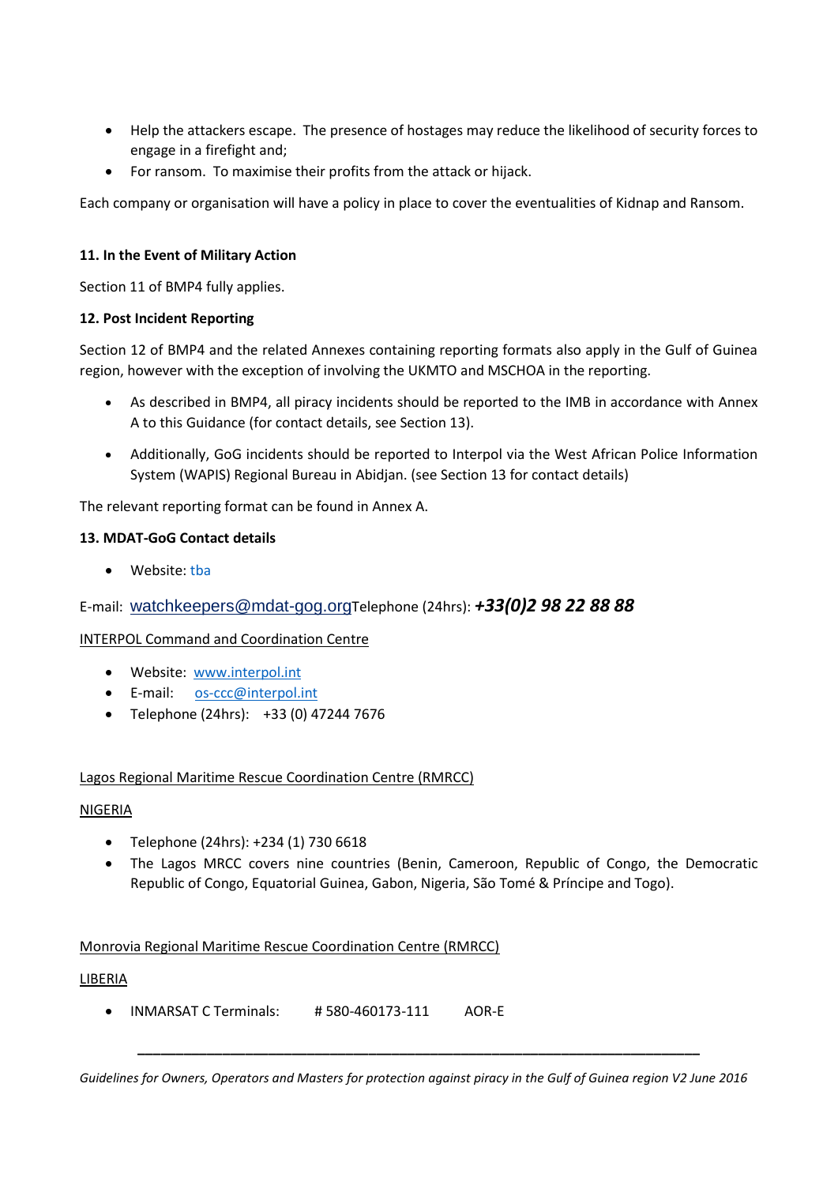- Help the attackers escape. The presence of hostages may reduce the likelihood of security forces to engage in a firefight and;
- For ransom. To maximise their profits from the attack or hijack.

Each company or organisation will have a policy in place to cover the eventualities of Kidnap and Ransom.

**11. In the Event of Military Action**

Section 11 of BMP4 fully applies.

**12. Post Incident Reporting**

Section 12 of BMP4 and the related Annexes containing reporting formats also apply in the Gulf of Guinea region, however with the exception of involving the UKMTO and MSCHOA in the reporting.

- As described in BMP4, all piracy incidents should be reported to the IMB in accordance with Annex A to this Guidance (for contact details, see Section 13).
- Additionally, GoG incidents should be reported to Interpol via the West African Police Information System (WAPIS) Regional Bureau in Abidjan. (see Section 13 for contact details)

The relevant reporting format can be found in Annex A.

**13. MDAT-GoG Contact details**

- Website: tba

E-mail: watchkeepers@mdat-gog.org Telephone (24hrs): ***+33(0)2 98 22 88 88***

INTERPOL Command and Coordination Centre

- Website: www.interpol.int
- E-mail: os-ccc@interpol.int
- Telephone (24hrs): +33 (0) 47244 7676

Lagos Regional Maritime Rescue Coordination Centre (RMRCC)

NIGERIA

- Telephone (24hrs): +234 (1) 730 6618
- The Lagos MRCC covers nine countries (Benin, Cameroon, Republic of Congo, the Democratic Republic of Congo, Equatorial Guinea, Gabon, Nigeria, São Tomé & Príncipe and Togo).

Monrovia Regional Maritime Rescue Coordination Centre (RMRCC)

LIBERIA

- INMARSAT C Terminals: # 580-460173-111 AOR-E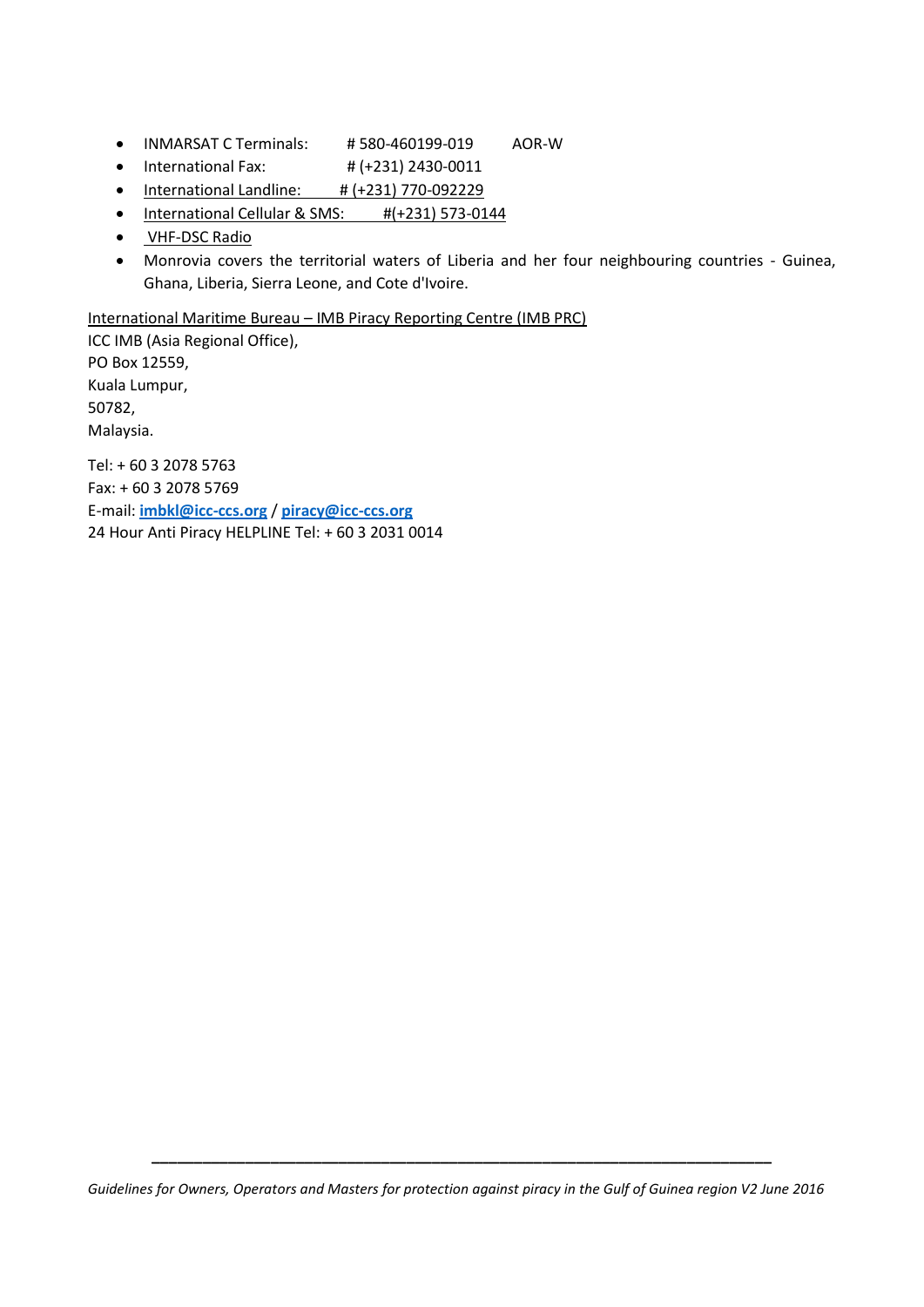- INMARSAT C Terminals: # 580-460199-019 AOR-W
- International Fax: # (+231) 2430-0011
- International Landline: # (+231) 770-092229
- International Cellular & SMS: #(+231) 573-0144
- VHF-DSC Radio
- Monrovia covers the territorial waters of Liberia and her four neighbouring countries - Guinea, Ghana, Liberia, Sierra Leone, and Cote d'Ivoire.

International Maritime Bureau – IMB Piracy Reporting Centre (IMB PRC)
ICC IMB (Asia Regional Office),
PO Box 12559,
Kuala Lumpur,
50782,
Malaysia.

Tel: + 60 3 2078 5763
Fax: + 60 3 2078 5769
E-mail: **imbkl@icc-ccs.org** / **piracy@icc-ccs.org**
24 Hour Anti Piracy HELPLINE Tel: + 60 3 2031 0014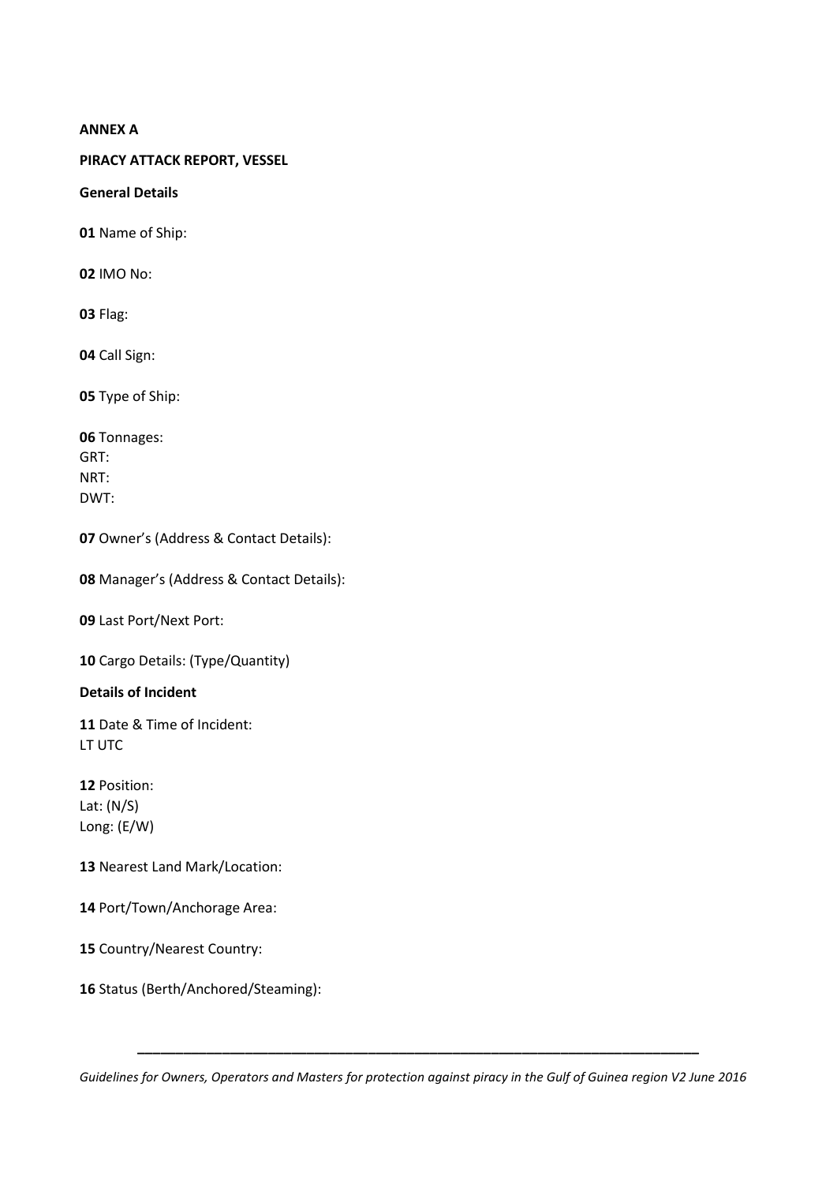**ANNEX A**

**PIRACY ATTACK REPORT, VESSEL**

**General Details**

**01** Name of Ship:

**02** IMO No:

**03** Flag:

**04** Call Sign:

**05** Type of Ship:

**06** Tonnages:
GRT:
NRT:
DWT:

**07** Owner's (Address & Contact Details):

**08** Manager's (Address & Contact Details):

**09** Last Port/Next Port:

**10** Cargo Details: (Type/Quantity)

**Details of Incident**

**11** Date & Time of Incident:
LT UTC

**12** Position:
Lat: (N/S)
Long: (E/W)

**13** Nearest Land Mark/Location:

**14** Port/Town/Anchorage Area:

**15** Country/Nearest Country:

**16** Status (Berth/Anchored/Steaming):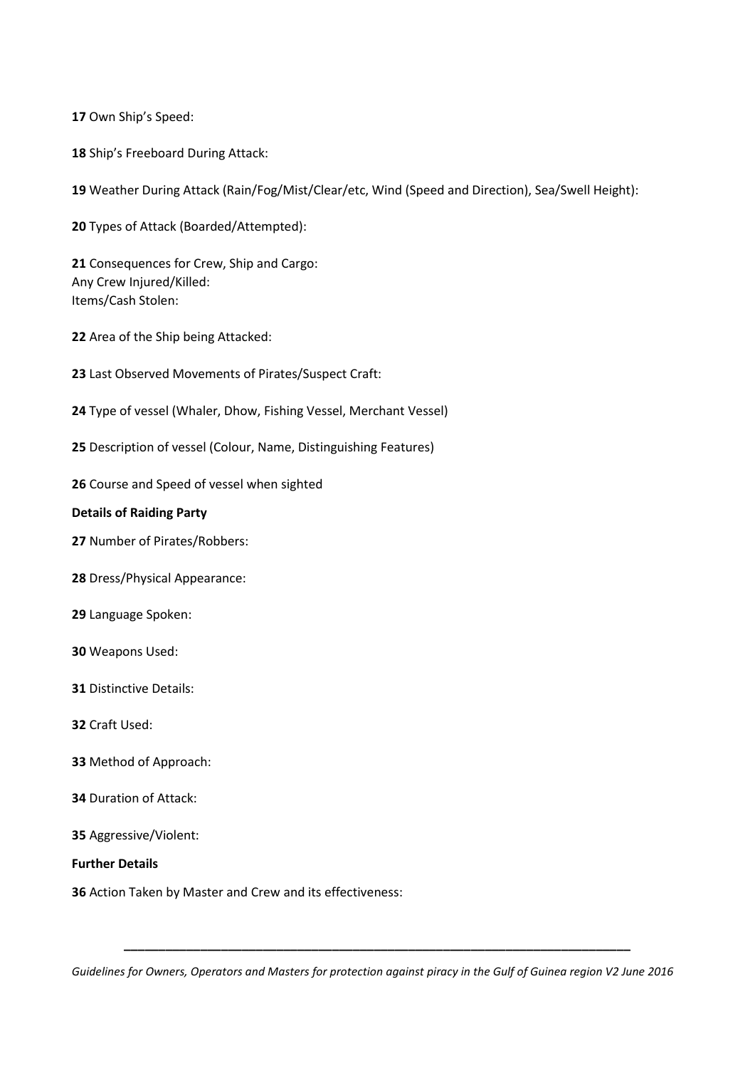**17** Own Ship's Speed:

**18** Ship's Freeboard During Attack:

**19** Weather During Attack (Rain/Fog/Mist/Clear/etc, Wind (Speed and Direction), Sea/Swell Height):

**20** Types of Attack (Boarded/Attempted):

**21** Consequences for Crew, Ship and Cargo:
Any Crew Injured/Killed:
Items/Cash Stolen:

**22** Area of the Ship being Attacked:

**23** Last Observed Movements of Pirates/Suspect Craft:

**24** Type of vessel (Whaler, Dhow, Fishing Vessel, Merchant Vessel)

**25** Description of vessel (Colour, Name, Distinguishing Features)

**26** Course and Speed of vessel when sighted

**Details of Raiding Party**

**27** Number of Pirates/Robbers:

**28** Dress/Physical Appearance:

**29** Language Spoken:

**30** Weapons Used:

**31** Distinctive Details:

**32** Craft Used:

**33** Method of Approach:

**34** Duration of Attack:

**35** Aggressive/Violent:

**Further Details**

**36** Action Taken by Master and Crew and its effectiveness: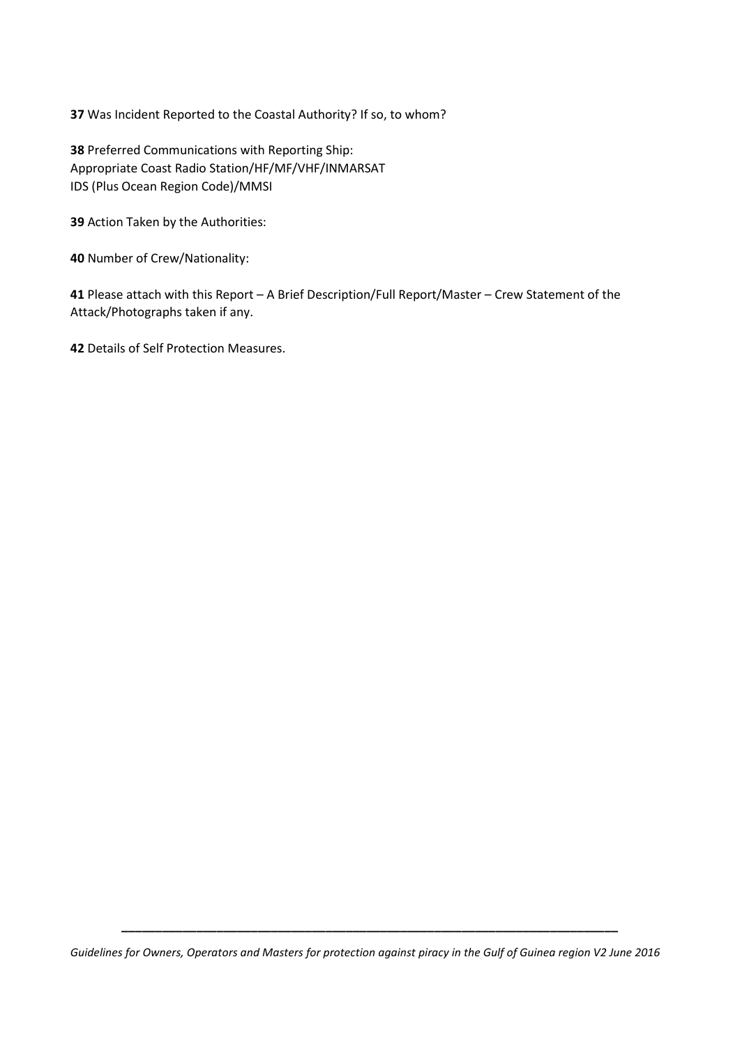**37** Was Incident Reported to the Coastal Authority? If so, to whom?

**38** Preferred Communications with Reporting Ship:
Appropriate Coast Radio Station/HF/MF/VHF/INMARSAT
IDS (Plus Ocean Region Code)/MMSI

**39** Action Taken by the Authorities:

**40** Number of Crew/Nationality:

**41** Please attach with this Report – A Brief Description/Full Report/Master – Crew Statement of the Attack/Photographs taken if any.

**42** Details of Self Protection Measures.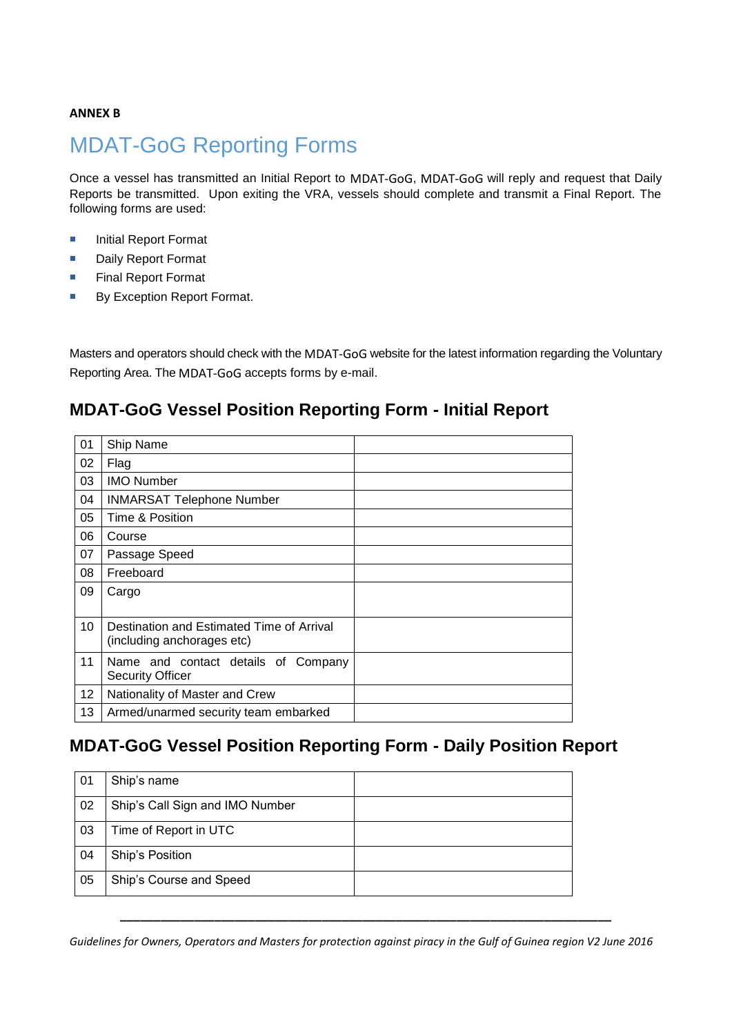**ANNEX B**

# MDAT-GoG Reporting Forms

Once a vessel has transmitted an Initial Report to MDAT-GoG, MDAT-GoG will reply and request that Daily Reports be transmitted. Upon exiting the VRA, vessels should complete and transmit a Final Report. The following forms are used:

- Initial Report Format
- Daily Report Format
- Final Report Format
- By Exception Report Format.

Masters and operators should check with the MDAT-GoG website for the latest information regarding the Voluntary Reporting Area. The MDAT-GoG accepts forms by e-mail.

## MDAT-GoG Vessel Position Reporting Form - Initial Report

| | | |
|---|---|---|
| 01 | Ship Name | |
| 02 | Flag | |
| 03 | IMO Number | |
| 04 | INMARSAT Telephone Number | |
| 05 | Time & Position | |
| 06 | Course | |
| 07 | Passage Speed | |
| 08 | Freeboard | |
| 09 | Cargo | |
| 10 | Destination and Estimated Time of Arrival (including anchorages etc) | |
| 11 | Name and contact details of Company Security Officer | |
| 12 | Nationality of Master and Crew | |
| 13 | Armed/unarmed security team embarked | |

## MDAT-GoG Vessel Position Reporting Form - Daily Position Report

| | | |
|---|---|---|
| 01 | Ship's name | |
| 02 | Ship's Call Sign and IMO Number | |
| 03 | Time of Report in UTC | |
| 04 | Ship's Position | |
| 05 | Ship's Course and Speed | |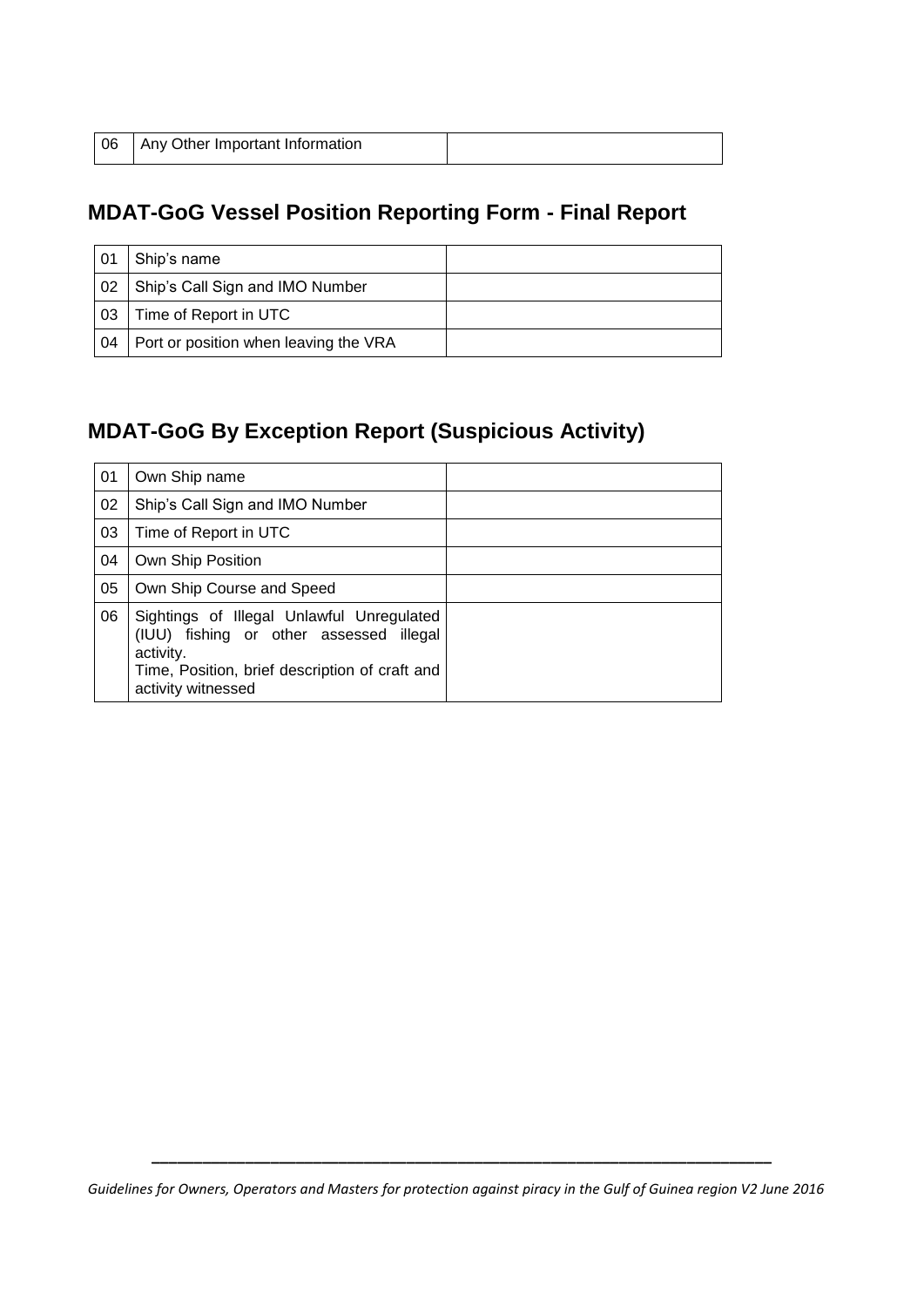| | | |
|---|---|---|
| 06 | Any Other Important Information | |

## MDAT-GoG Vessel Position Reporting Form - Final Report

| | | |
|---|---|---|
| 01 | Ship's name | |
| 02 | Ship's Call Sign and IMO Number | |
| 03 | Time of Report in UTC | |
| 04 | Port or position when leaving the VRA | |

## MDAT-GoG By Exception Report (Suspicious Activity)

| | | |
|---|---|---|
| 01 | Own Ship name | |
| 02 | Ship's Call Sign and IMO Number | |
| 03 | Time of Report in UTC | |
| 04 | Own Ship Position | |
| 05 | Own Ship Course and Speed | |
| 06 | Sightings of Illegal Unlawful Unregulated (IUU) fishing or other assessed illegal activity.<br>Time, Position, brief description of craft and activity witnessed | |